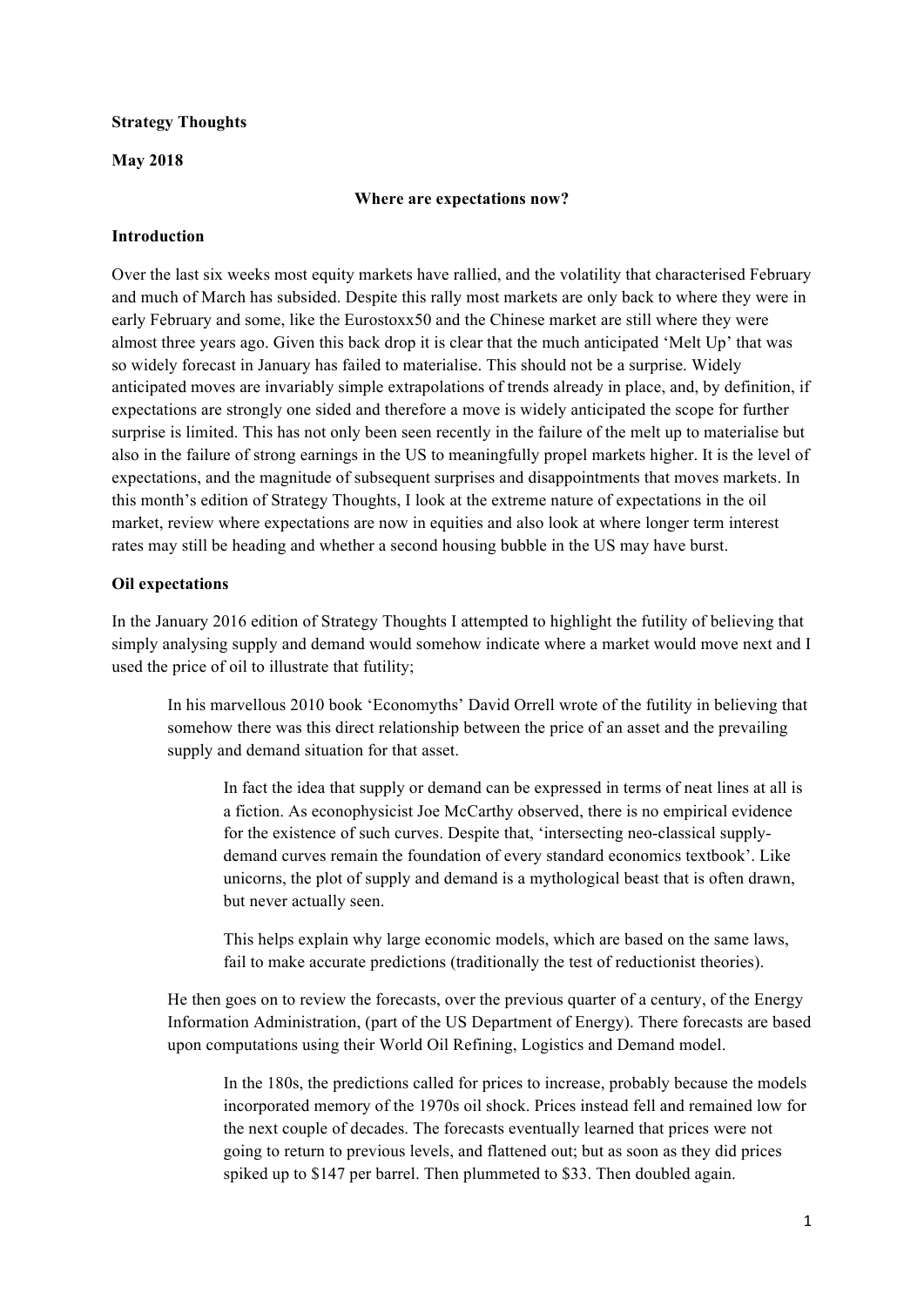**Strategy Thoughts**

**May 2018**

**Where are expectations now?**

**Introduction**

Over the last six weeks most equity markets have rallied, and the volatility that characterised February and much of March has subsided. Despite this rally most markets are only back to where they were in early February and some, like the Eurostoxx50 and the Chinese market are still where they were almost three years ago. Given this back drop it is clear that the much anticipated 'Melt Up' that was so widely forecast in January has failed to materialise. This should not be a surprise. Widely anticipated moves are invariably simple extrapolations of trends already in place, and, by definition, if expectations are strongly one sided and therefore a move is widely anticipated the scope for further surprise is limited. This has not only been seen recently in the failure of the melt up to materialise but also in the failure of strong earnings in the US to meaningfully propel markets higher. It is the level of expectations, and the magnitude of subsequent surprises and disappointments that moves markets. In this month's edition of Strategy Thoughts, I look at the extreme nature of expectations in the oil market, review where expectations are now in equities and also look at where longer term interest rates may still be heading and whether a second housing bubble in the US may have burst.

**Oil expectations**

In the January 2016 edition of Strategy Thoughts I attempted to highlight the futility of believing that simply analysing supply and demand would somehow indicate where a market would move next and I used the price of oil to illustrate that futility;

> In his marvellous 2010 book 'Economyths' David Orrell wrote of the futility in believing that somehow there was this direct relationship between the price of an asset and the prevailing supply and demand situation for that asset.
>
> > In fact the idea that supply or demand can be expressed in terms of neat lines at all is a fiction. As econophysicist Joe McCarthy observed, there is no empirical evidence for the existence of such curves. Despite that, 'intersecting neo-classical supply-demand curves remain the foundation of every standard economics textbook'. Like unicorns, the plot of supply and demand is a mythological beast that is often drawn, but never actually seen.
> >
> > This helps explain why large economic models, which are based on the same laws, fail to make accurate predictions (traditionally the test of reductionist theories).
>
> He then goes on to review the forecasts, over the previous quarter of a century, of the Energy Information Administration, (part of the US Department of Energy). There forecasts are based upon computations using their World Oil Refining, Logistics and Demand model.
>
> > In the 180s, the predictions called for prices to increase, probably because the models incorporated memory of the 1970s oil shock. Prices instead fell and remained low for the next couple of decades. The forecasts eventually learned that prices were not going to return to previous levels, and flattened out; but as soon as they did prices spiked up to $147 per barrel. Then plummeted to $33. Then doubled again.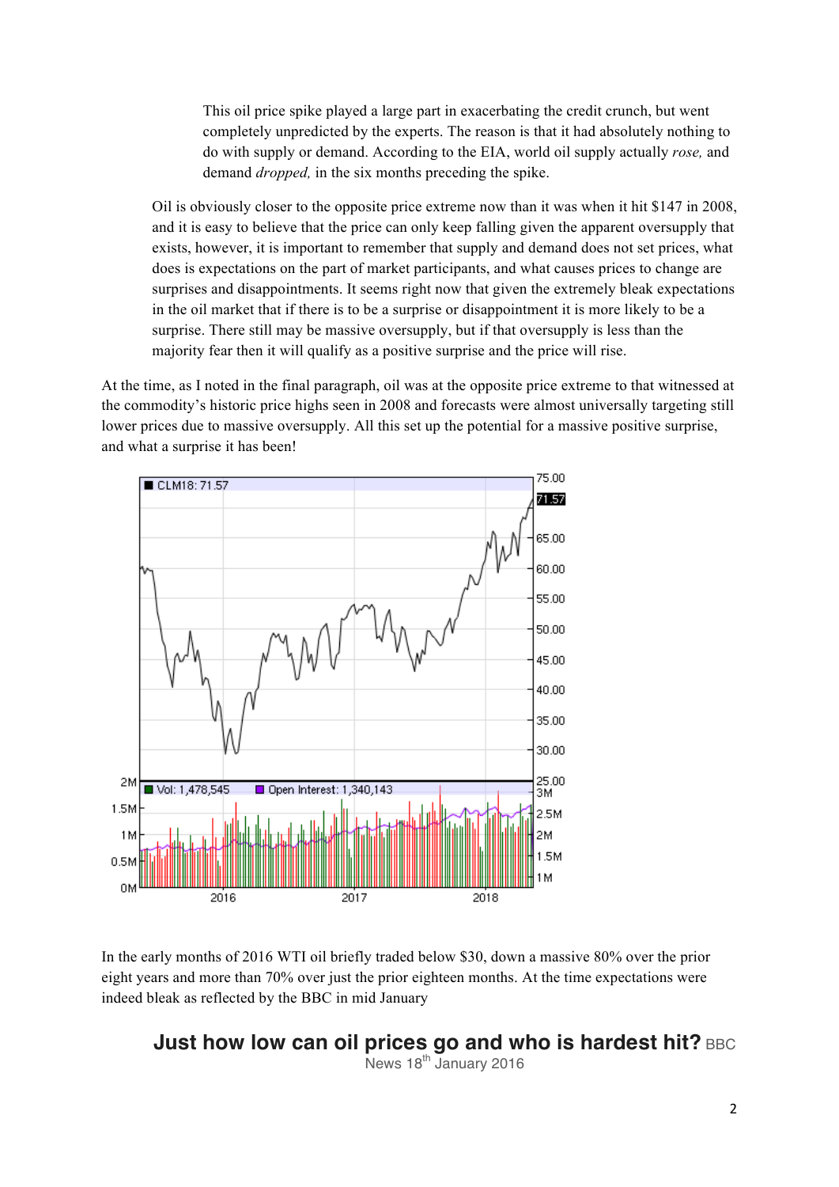> This oil price spike played a large part in exacerbating the credit crunch, but went completely unpredicted by the experts. The reason is that it had absolutely nothing to do with supply or demand. According to the EIA, world oil supply actually *rose,* and demand *dropped,* in the six months preceding the spike.

> Oil is obviously closer to the opposite price extreme now than it was when it hit $147 in 2008, and it is easy to believe that the price can only keep falling given the apparent oversupply that exists, however, it is important to remember that supply and demand does not set prices, what does is expectations on the part of market participants, and what causes prices to change are surprises and disappointments. It seems right now that given the extremely bleak expectations in the oil market that if there is to be a surprise or disappointment it is more likely to be a surprise. There still may be massive oversupply, but if that oversupply is less than the majority fear then it will qualify as a positive surprise and the price will rise.

At the time, as I noted in the final paragraph, oil was at the opposite price extreme to that witnessed at the commodity's historic price highs seen in 2008 and forecasts were almost universally targeting still lower prices due to massive oversupply. All this set up the potential for a massive positive surprise, and what a surprise it has been!

In the early months of 2016 WTI oil briefly traded below $30, down a massive 80% over the prior eight years and more than 70% over just the prior eighteen months. At the time expectations were indeed bleak as reflected by the BBC in mid January

**Just how low can oil prices go and who is hardest hit?** BBC News 18th January 2016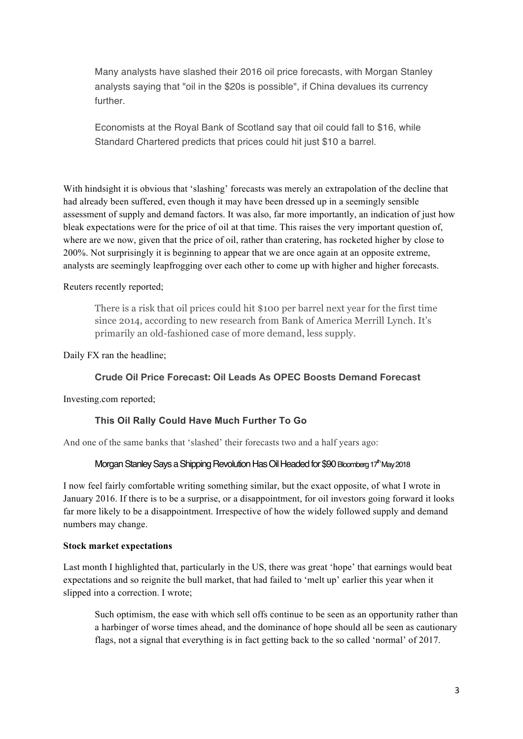> Many analysts have slashed their 2016 oil price forecasts, with Morgan Stanley analysts saying that "oil in the $20s is possible", if China devalues its currency further.
>
> Economists at the Royal Bank of Scotland say that oil could fall to $16, while Standard Chartered predicts that prices could hit just $10 a barrel.

With hindsight it is obvious that 'slashing' forecasts was merely an extrapolation of the decline that had already been suffered, even though it may have been dressed up in a seemingly sensible assessment of supply and demand factors. It was also, far more importantly, an indication of just how bleak expectations were for the price of oil at that time. This raises the very important question of, where are we now, given that the price of oil, rather than cratering, has rocketed higher by close to 200%. Not surprisingly it is beginning to appear that we are once again at an opposite extreme, analysts are seemingly leapfrogging over each other to come up with higher and higher forecasts.

Reuters recently reported;

> There is a risk that oil prices could hit $100 per barrel next year for the first time since 2014, according to new research from Bank of America Merrill Lynch. It's primarily an old-fashioned case of more demand, less supply.

Daily FX ran the headline;

> **Crude Oil Price Forecast: Oil Leads As OPEC Boosts Demand Forecast**

Investing.com reported;

> **This Oil Rally Could Have Much Further To Go**

And one of the same banks that 'slashed' their forecasts two and a half years ago:

> Morgan Stanley Says a Shipping Revolution Has Oil Headed for $90 Bloomberg 17th May 2018

I now feel fairly comfortable writing something similar, but the exact opposite, of what I wrote in January 2016. If there is to be a surprise, or a disappointment, for oil investors going forward it looks far more likely to be a disappointment. Irrespective of how the widely followed supply and demand numbers may change.

**Stock market expectations**

Last month I highlighted that, particularly in the US, there was great 'hope' that earnings would beat expectations and so reignite the bull market, that had failed to 'melt up' earlier this year when it slipped into a correction. I wrote;

> Such optimism, the ease with which sell offs continue to be seen as an opportunity rather than a harbinger of worse times ahead, and the dominance of hope should all be seen as cautionary flags, not a signal that everything is in fact getting back to the so called 'normal' of 2017.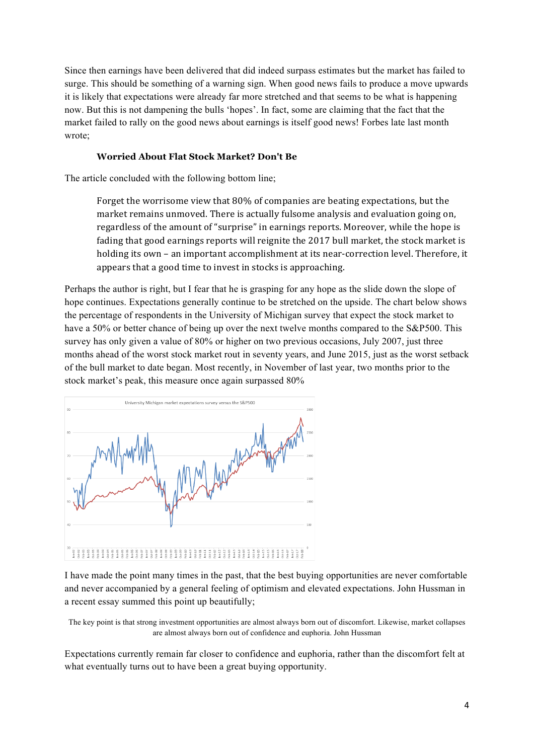Since then earnings have been delivered that did indeed surpass estimates but the market has failed to surge. This should be something of a warning sign. When good news fails to produce a move upwards it is likely that expectations were already far more stretched and that seems to be what is happening now. But this is not dampening the bulls 'hopes'. In fact, some are claiming that the fact that the market failed to rally on the good news about earnings is itself good news! Forbes late last month wrote;

**Worried About Flat Stock Market? Don't Be**

The article concluded with the following bottom line;

> Forget the worrisome view that 80% of companies are beating expectations, but the market remains unmoved. There is actually fulsome analysis and evaluation going on, regardless of the amount of "surprise" in earnings reports. Moreover, while the hope is fading that good earnings reports will reignite the 2017 bull market, the stock market is holding its own – an important accomplishment at its near-correction level. Therefore, it appears that a good time to invest in stocks is approaching.

Perhaps the author is right, but I fear that he is grasping for any hope as the slide down the slope of hope continues. Expectations generally continue to be stretched on the upside. The chart below shows the percentage of respondents in the University of Michigan survey that expect the stock market to have a 50% or better chance of being up over the next twelve months compared to the S&P500. This survey has only given a value of 80% or higher on two previous occasions, July 2007, just three months ahead of the worst stock market rout in seventy years, and June 2015, just as the worst setback of the bull market to date began. Most recently, in November of last year, two months prior to the stock market's peak, this measure once again surpassed 80%

University Michigan market expectations survey versus the S&P500

I have made the point many times in the past, that the best buying opportunities are never comfortable and never accompanied by a general feeling of optimism and elevated expectations. John Hussman in a recent essay summed this point up beautifully;

> The key point is that strong investment opportunities are almost always born out of discomfort. Likewise, market collapses are almost always born out of confidence and euphoria. John Hussman

Expectations currently remain far closer to confidence and euphoria, rather than the discomfort felt at what eventually turns out to have been a great buying opportunity.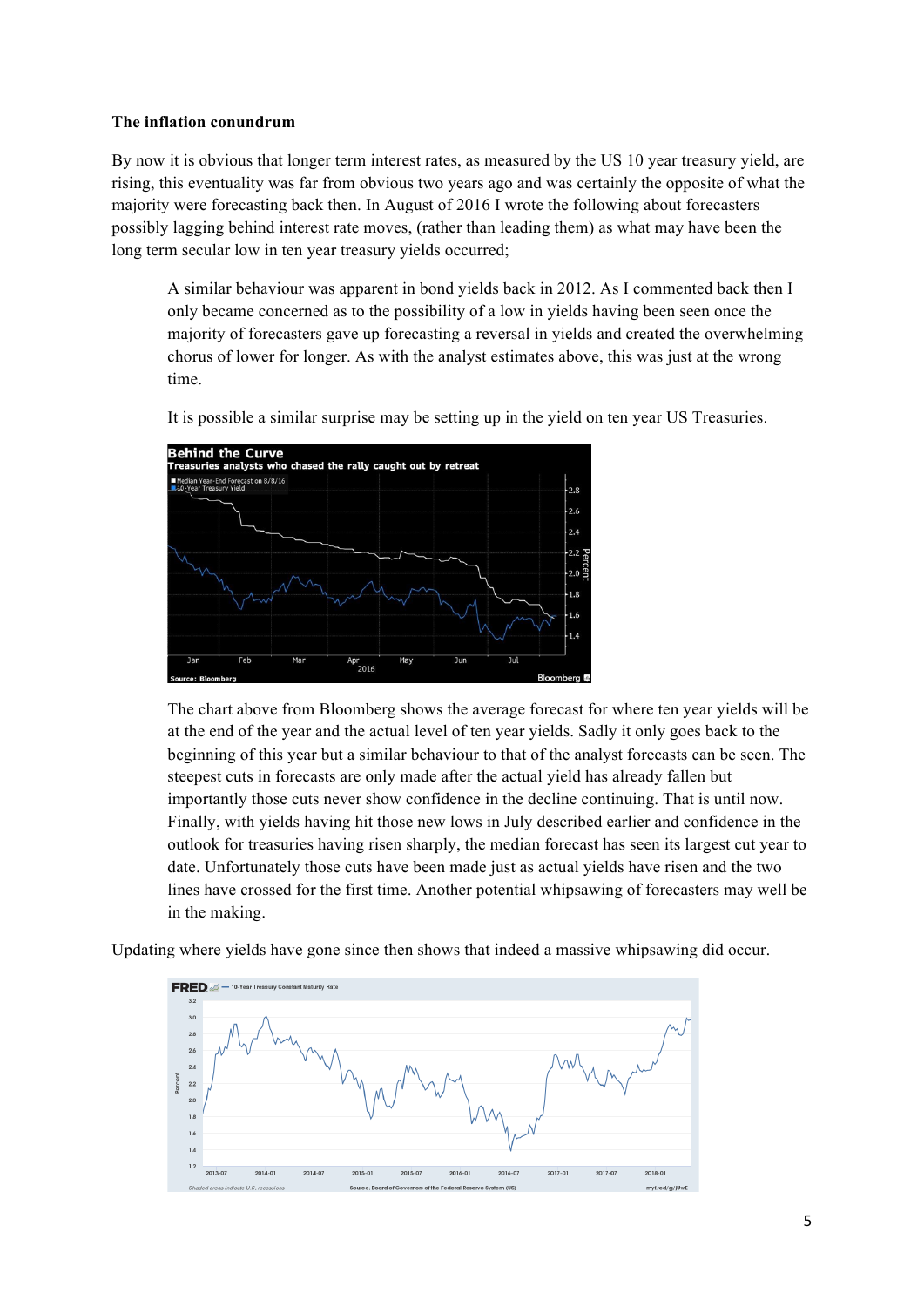**The inflation conundrum**

By now it is obvious that longer term interest rates, as measured by the US 10 year treasury yield, are rising, this eventuality was far from obvious two years ago and was certainly the opposite of what the majority were forecasting back then. In August of 2016 I wrote the following about forecasters possibly lagging behind interest rate moves, (rather than leading them) as what may have been the long term secular low in ten year treasury yields occurred;

> A similar behaviour was apparent in bond yields back in 2012. As I commented back then I only became concerned as to the possibility of a low in yields having been seen once the majority of forecasters gave up forecasting a reversal in yields and created the overwhelming chorus of lower for longer. As with the analyst estimates above, this was just at the wrong time.
>
> It is possible a similar surprise may be setting up in the yield on ten year US Treasuries.
>
> The chart above from Bloomberg shows the average forecast for where ten year yields will be at the end of the year and the actual level of ten year yields. Sadly it only goes back to the beginning of this year but a similar behaviour to that of the analyst forecasts can be seen. The steepest cuts in forecasts are only made after the actual yield has already fallen but importantly those cuts never show confidence in the decline continuing. That is until now. Finally, with yields having hit those new lows in July described earlier and confidence in the outlook for treasuries having risen sharply, the median forecast has seen its largest cut year to date. Unfortunately those cuts have been made just as actual yields have risen and the two lines have crossed for the first time. Another potential whipsawing of forecasters may well be in the making.

Updating where yields have gone since then shows that indeed a massive whipsawing did occur.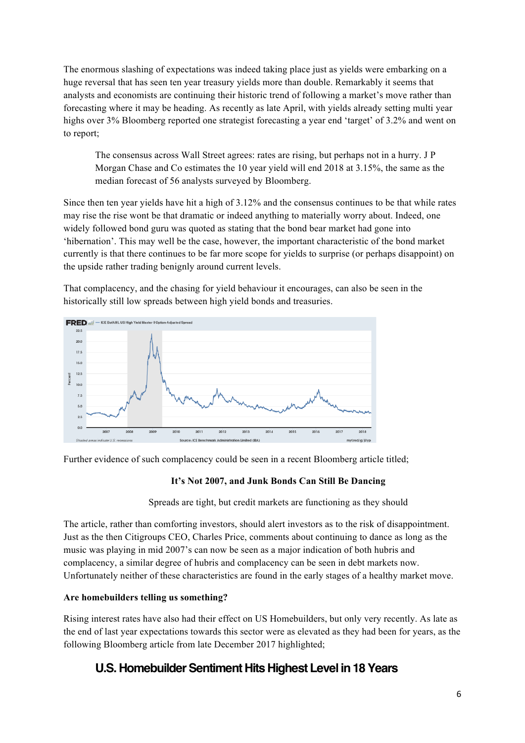The enormous slashing of expectations was indeed taking place just as yields were embarking on a huge reversal that has seen ten year treasury yields more than double. Remarkably it seems that analysts and economists are continuing their historic trend of following a market's move rather than forecasting where it may be heading. As recently as late April, with yields already setting multi year highs over 3% Bloomberg reported one strategist forecasting a year end 'target' of 3.2% and went on to report;

> The consensus across Wall Street agrees: rates are rising, but perhaps not in a hurry. J P Morgan Chase and Co estimates the 10 year yield will end 2018 at 3.15%, the same as the median forecast of 56 analysts surveyed by Bloomberg.

Since then ten year yields have hit a high of 3.12% and the consensus continues to be that while rates may rise the rise wont be that dramatic or indeed anything to materially worry about. Indeed, one widely followed bond guru was quoted as stating that the bond bear market had gone into 'hibernation'. This may well be the case, however, the important characteristic of the bond market currently is that there continues to be far more scope for yields to surprise (or perhaps disappoint) on the upside rather trading benignly around current levels.

That complacency, and the chasing for yield behaviour it encourages, can also be seen in the historically still low spreads between high yield bonds and treasuries.

Further evidence of such complacency could be seen in a recent Bloomberg article titled;

**It's Not 2007, and Junk Bonds Can Still Be Dancing**

Spreads are tight, but credit markets are functioning as they should

The article, rather than comforting investors, should alert investors as to the risk of disappointment. Just as the then Citigroups CEO, Charles Price, comments about continuing to dance as long as the music was playing in mid 2007's can now be seen as a major indication of both hubris and complacency, a similar degree of hubris and complacency can be seen in debt markets now. Unfortunately neither of these characteristics are found in the early stages of a healthy market move.

**Are homebuilders telling us something?**

Rising interest rates have also had their effect on US Homebuilders, but only very recently. As late as the end of last year expectations towards this sector were as elevated as they had been for years, as the following Bloomberg article from late December 2017 highlighted;

## U.S. Homebuilder Sentiment Hits Highest Level in 18 Years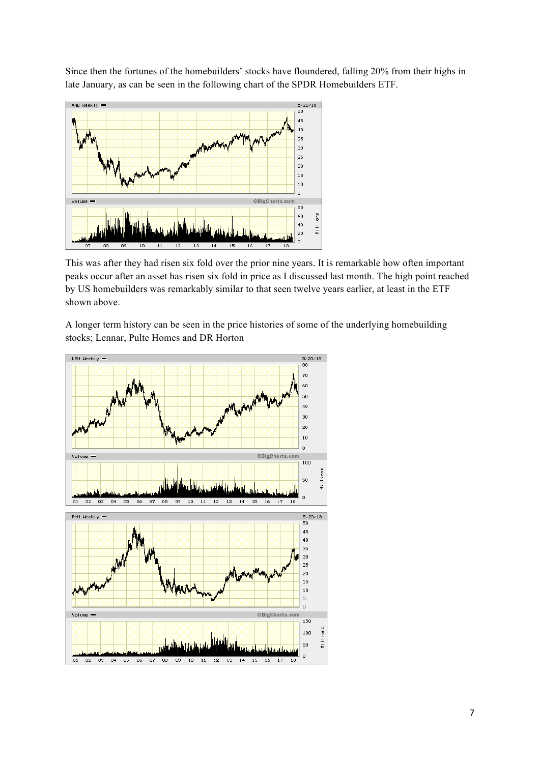Since then the fortunes of the homebuilders' stocks have floundered, falling 20% from their highs in late January, as can be seen in the following chart of the SPDR Homebuilders ETF.

This was after they had risen six fold over the prior nine years. It is remarkable how often important peaks occur after an asset has risen six fold in price as I discussed last month. The high point reached by US homebuilders was remarkably similar to that seen twelve years earlier, at least in the ETF shown above.

A longer term history can be seen in the price histories of some of the underlying homebuilding stocks; Lennar, Pulte Homes and DR Horton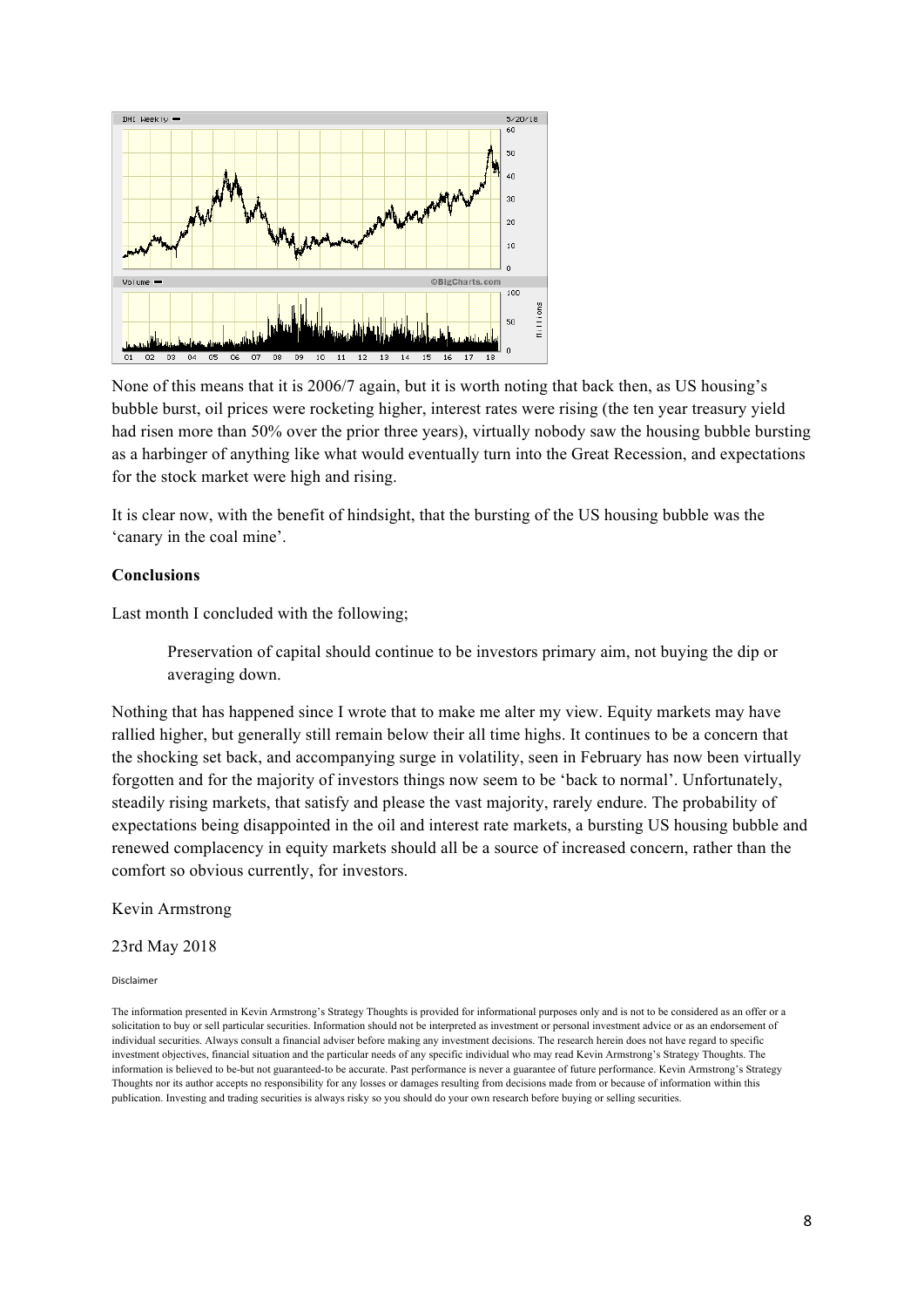DHI Weekly
5/20/18
60
50
40
30
20
10
0
Volume
©BigCharts.com
100
50
0
Millions
01 02 03 04 05 06 07 08 09 10 11 12 13 14 15 16 17 18

None of this means that it is 2006/7 again, but it is worth noting that back then, as US housing's bubble burst, oil prices were rocketing higher, interest rates were rising (the ten year treasury yield had risen more than 50% over the prior three years), virtually nobody saw the housing bubble bursting as a harbinger of anything like what would eventually turn into the Great Recession, and expectations for the stock market were high and rising.

It is clear now, with the benefit of hindsight, that the bursting of the US housing bubble was the 'canary in the coal mine'.

**Conclusions**

Last month I concluded with the following;

> Preservation of capital should continue to be investors primary aim, not buying the dip or averaging down.

Nothing that has happened since I wrote that to make me alter my view. Equity markets may have rallied higher, but generally still remain below their all time highs. It continues to be a concern that the shocking set back, and accompanying surge in volatility, seen in February has now been virtually forgotten and for the majority of investors things now seem to be 'back to normal'. Unfortunately, steadily rising markets, that satisfy and please the vast majority, rarely endure. The probability of expectations being disappointed in the oil and interest rate markets, a bursting US housing bubble and renewed complacency in equity markets should all be a source of increased concern, rather than the comfort so obvious currently, for investors.

Kevin Armstrong

23rd May 2018

Disclaimer

The information presented in Kevin Armstrong's Strategy Thoughts is provided for informational purposes only and is not to be considered as an offer or a solicitation to buy or sell particular securities. Information should not be interpreted as investment or personal investment advice or as an endorsement of individual securities. Always consult a financial adviser before making any investment decisions. The research herein does not have regard to specific investment objectives, financial situation and the particular needs of any specific individual who may read Kevin Armstrong's Strategy Thoughts. The information is believed to be-but not guaranteed-to be accurate. Past performance is never a guarantee of future performance. Kevin Armstrong's Strategy Thoughts nor its author accepts no responsibility for any losses or damages resulting from decisions made from or because of information within this publication. Investing and trading securities is always risky so you should do your own research before buying or selling securities.